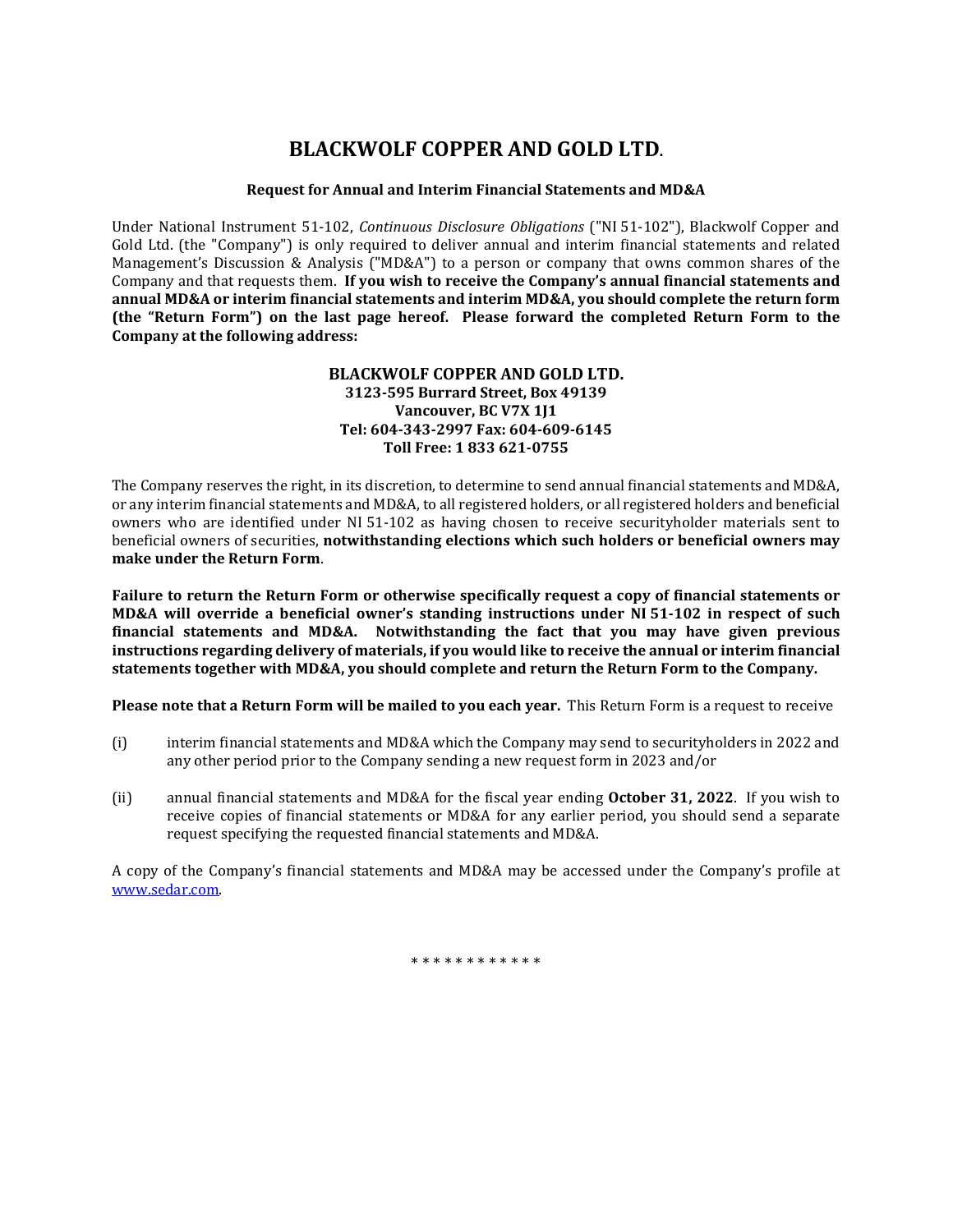# BLACKWOLF COPPER AND GOLD LTD.

**Request for Annual and Interim Financial Statements and MD&A**

Under National Instrument 51-102, *Continuous Disclosure Obligations* ("NI 51-102"), Blackwolf Copper and Gold Ltd. (the "Company") is only required to deliver annual and interim financial statements and related Management's Discussion & Analysis ("MD&A") to a person or company that owns common shares of the Company and that requests them. **If you wish to receive the Company's annual financial statements and annual MD&A or interim financial statements and interim MD&A, you should complete the return form (the "Return Form") on the last page hereof. Please forward the completed Return Form to the Company at the following address:**

**BLACKWOLF COPPER AND GOLD LTD.**
**3123-595 Burrard Street, Box 49139**
**Vancouver, BC V7X 1J1**
**Tel: 604-343-2997 Fax: 604-609-6145**
**Toll Free: 1 833 621-0755**

The Company reserves the right, in its discretion, to determine to send annual financial statements and MD&A, or any interim financial statements and MD&A, to all registered holders, or all registered holders and beneficial owners who are identified under NI 51-102 as having chosen to receive securityholder materials sent to beneficial owners of securities, **notwithstanding elections which such holders or beneficial owners may make under the Return Form**.

**Failure to return the Return Form or otherwise specifically request a copy of financial statements or MD&A will override a beneficial owner's standing instructions under NI 51-102 in respect of such financial statements and MD&A. Notwithstanding the fact that you may have given previous instructions regarding delivery of materials, if you would like to receive the annual or interim financial statements together with MD&A, you should complete and return the Return Form to the Company.**

**Please note that a Return Form will be mailed to you each year.** This Return Form is a request to receive

(i) interim financial statements and MD&A which the Company may send to securityholders in 2022 and any other period prior to the Company sending a new request form in 2023 and/or

(ii) annual financial statements and MD&A for the fiscal year ending **October 31, 2022**. If you wish to receive copies of financial statements or MD&A for any earlier period, you should send a separate request specifying the requested financial statements and MD&A.

A copy of the Company's financial statements and MD&A may be accessed under the Company's profile at www.sedar.com.

\* \* \* \* \* \* \* \* \* \* \* \*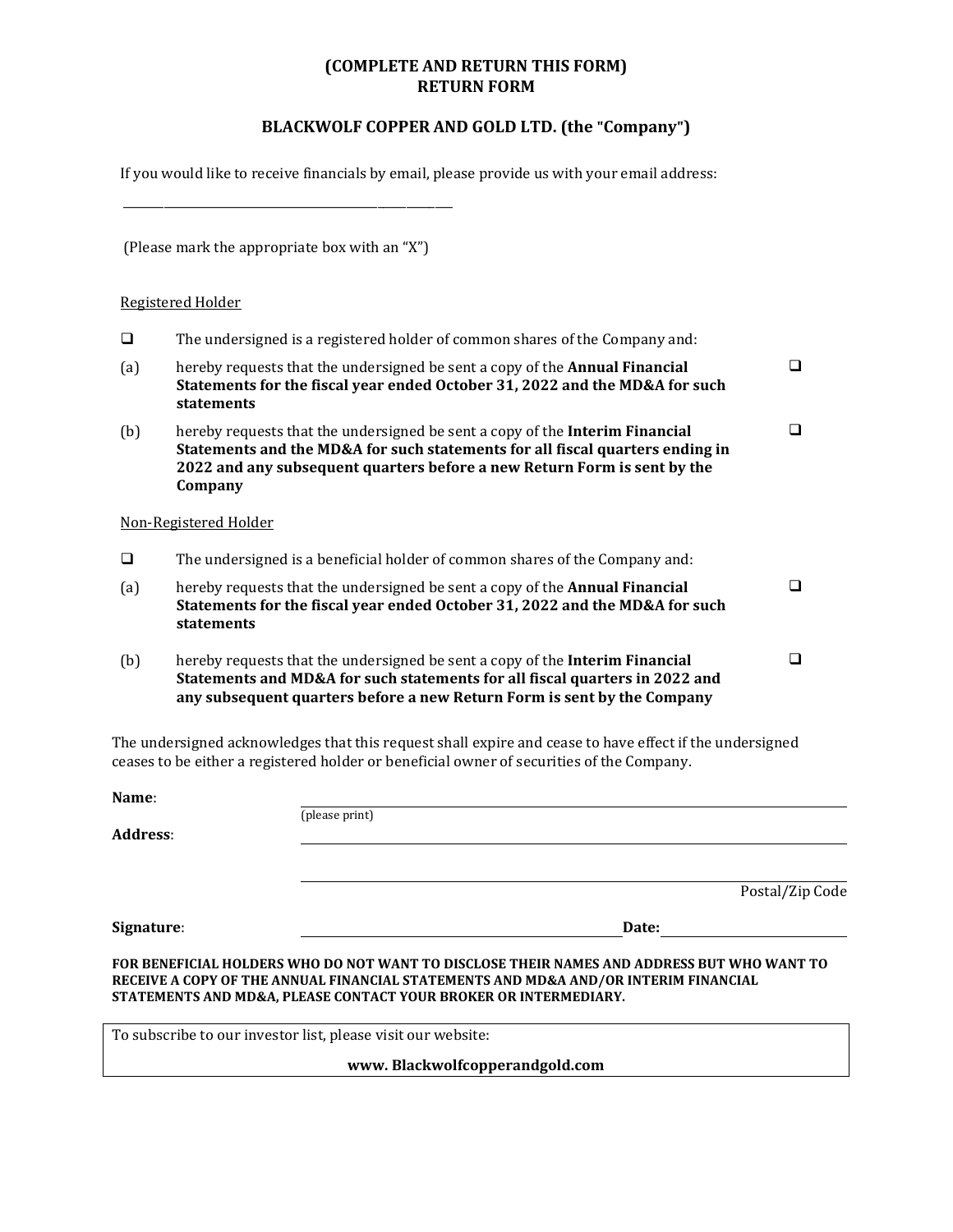**(COMPLETE AND RETURN THIS FORM)**
**RETURN FORM**

**BLACKWOLF COPPER AND GOLD LTD. (the "Company")**

If you would like to receive financials by email, please provide us with your email address:

\_\_\_\_\_\_\_\_\_\_\_\_\_\_\_\_\_\_\_\_\_\_\_\_\_\_\_\_\_\_\_\_\_\_\_\_\_\_\_\_\_\_\_\_\_\_\_\_\_\_\_\_

(Please mark the appropriate box with an "X")

Registered Holder

☐ The undersigned is a registered holder of common shares of the Company and:

(a) hereby requests that the undersigned be sent a copy of the **Annual Financial Statements for the fiscal year ended October 31, 2022 and the MD&A for such statements** ☐

(b) hereby requests that the undersigned be sent a copy of the **Interim Financial Statements and the MD&A for such statements for all fiscal quarters ending in 2022 and any subsequent quarters before a new Return Form is sent by the Company** ☐

Non-Registered Holder

☐ The undersigned is a beneficial holder of common shares of the Company and:

(a) hereby requests that the undersigned be sent a copy of the **Annual Financial Statements for the fiscal year ended October 31, 2022 and the MD&A for such statements** ☐

(b) hereby requests that the undersigned be sent a copy of the **Interim Financial Statements and MD&A for such statements for all fiscal quarters in 2022 and any subsequent quarters before a new Return Form is sent by the Company** ☐

The undersigned acknowledges that this request shall expire and cease to have effect if the undersigned ceases to be either a registered holder or beneficial owner of securities of the Company.

**Name**: \_\_\_\_\_\_\_\_\_\_\_\_\_\_\_\_\_\_\_\_\_\_\_\_\_\_\_\_\_\_\_\_\_\_\_\_\_\_\_\_
(please print)

**Address**: \_\_\_\_\_\_\_\_\_\_\_\_\_\_\_\_\_\_\_\_\_\_\_\_\_\_\_\_\_\_\_\_\_\_\_\_\_\_\_\_

\_\_\_\_\_\_\_\_\_\_\_\_\_\_\_\_\_\_\_\_\_\_\_\_\_\_\_\_\_\_\_\_\_\_\_\_\_\_\_\_
Postal/Zip Code

**Signature**: \_\_\_\_\_\_\_\_\_\_\_\_\_\_\_\_\_\_\_\_\_\_\_\_ **Date:** \_\_\_\_\_\_\_\_\_\_\_\_

**FOR BENEFICIAL HOLDERS WHO DO NOT WANT TO DISCLOSE THEIR NAMES AND ADDRESS BUT WHO WANT TO RECEIVE A COPY OF THE ANNUAL FINANCIAL STATEMENTS AND MD&A AND/OR INTERIM FINANCIAL STATEMENTS AND MD&A, PLEASE CONTACT YOUR BROKER OR INTERMEDIARY.**

To subscribe to our investor list, please visit our website:

**www. Blackwolfcopperandgold.com**